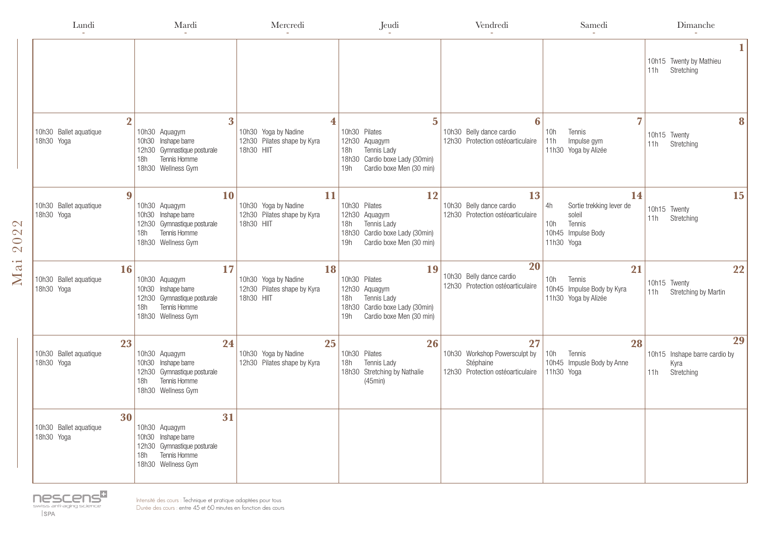# Mai 2022

| Lundi | Mardi | Mercredi | Jeudi | Vendredi | Samedi | Dimanche |
|---|---|---|---|---|---|---|
| | | | | | | **1**<br>10h15 Twenty by Mathieu<br>11h Stretching |
| **2**<br>10h30 Ballet aquatique<br>18h30 Yoga | **3**<br>10h30 Aquagym<br>10h30 Inshape barre<br>12h30 Gymnastique posturale<br>18h Tennis Homme<br>18h30 Wellness Gym | **4**<br>10h30 Yoga by Nadine<br>12h30 Pilates shape by Kyra<br>18h30 HIIT | **5**<br>10h30 Pilates<br>12h30 Aquagym<br>18h Tennis Lady<br>18h30 Cardio boxe Lady (30min)<br>19h Cardio boxe Men (30 min) | **6**<br>10h30 Belly dance cardio<br>12h30 Protection ostéoarticulaire | **7**<br>10h Tennis<br>11h Impulse gym<br>11h30 Yoga by Alizée | **8**<br>10h15 Twenty<br>11h Stretching |
| **9**<br>10h30 Ballet aquatique<br>18h30 Yoga | **10**<br>10h30 Aquagym<br>10h30 Inshape barre<br>12h30 Gymnastique posturale<br>18h Tennis Homme<br>18h30 Wellness Gym | **11**<br>10h30 Yoga by Nadine<br>12h30 Pilates shape by Kyra<br>18h30 HIIT | **12**<br>10h30 Pilates<br>12h30 Aquagym<br>18h Tennis Lady<br>18h30 Cardio boxe Lady (30min)<br>19h Cardio boxe Men (30 min) | **13**<br>10h30 Belly dance cardio<br>12h30 Protection ostéoarticulaire | **14**<br>4h Sortie trekking lever de soleil<br>10h Tennis<br>10h45 Impulse Body<br>11h30 Yoga | **15**<br>10h15 Twenty<br>11h Stretching |
| **16**<br>10h30 Ballet aquatique<br>18h30 Yoga | **17**<br>10h30 Aquagym<br>10h30 Inshape barre<br>12h30 Gymnastique posturale<br>18h Tennis Homme<br>18h30 Wellness Gym | **18**<br>10h30 Yoga by Nadine<br>12h30 Pilates shape by Kyra<br>18h30 HIIT | **19**<br>10h30 Pilates<br>12h30 Aquagym<br>18h Tennis Lady<br>18h30 Cardio boxe Lady (30min)<br>19h Cardio boxe Men (30 min) | **20**<br>10h30 Belly dance cardio<br>12h30 Protection ostéoarticulaire | **21**<br>10h Tennis<br>10h45 Impulse Body by Kyra<br>11h30 Yoga by Alizée | **22**<br>10h15 Twenty<br>11h Stretching by Martin |
| **23**<br>10h30 Ballet aquatique<br>18h30 Yoga | **24**<br>10h30 Aquagym<br>10h30 Inshape barre<br>12h30 Gymnastique posturale<br>18h Tennis Homme<br>18h30 Wellness Gym | **25**<br>10h30 Yoga by Nadine<br>12h30 Pilates shape by Kyra | **26**<br>10h30 Pilates<br>18h Tennis Lady<br>18h30 Stretching by Nathalie (45min) | **27**<br>10h30 Workshop Powersculpt by Stéphaine<br>12h30 Protection ostéoarticulaire | **28**<br>10h Tennis<br>10h45 Impusle Body by Anne<br>11h30 Yoga | **29**<br>10h15 Inshape barre cardio by Kyra<br>11h Stretching |
| **30**<br>10h30 Ballet aquatique<br>18h30 Yoga | **31**<br>10h30 Aquagym<br>10h30 Inshape barre<br>12h30 Gymnastique posturale<br>18h Tennis Homme<br>18h30 Wellness Gym | | | | | |

nescens swiss anti-aging science | SPA

Intensité des cours : Technique et pratique adaptées pour tous
Durée des cours : entre 45 et 60 minutes en fonction des cours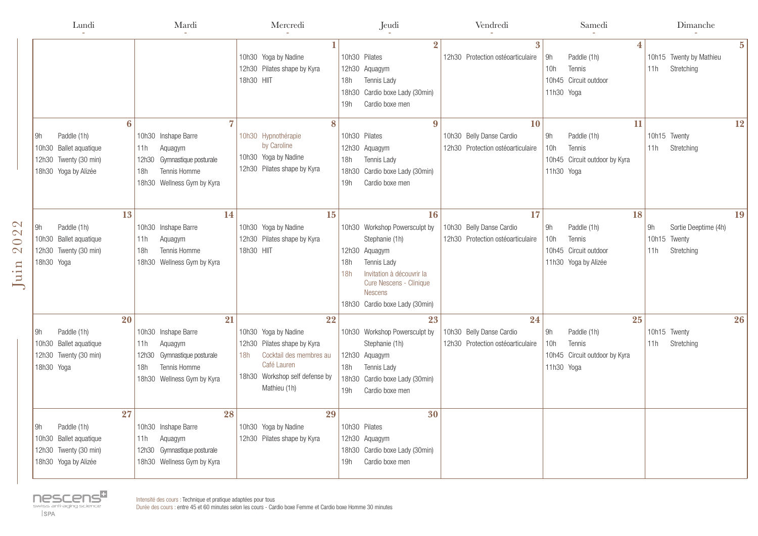# Juin 2022

| Lundi | Mardi | Mercredi | Jeudi | Vendredi | Samedi | Dimanche |
|---|---|---|---|---|---|---|
| | | **1**<br>10h30 Yoga by Nadine<br>12h30 Pilates shape by Kyra<br>18h30 HIIT | **2**<br>10h30 Pilates<br>12h30 Aquagym<br>18h Tennis Lady<br>18h30 Cardio boxe Lady (30min)<br>19h Cardio boxe men | **3**<br>12h30 Protection ostéoarticulaire | **4**<br>9h Paddle (1h)<br>10h Tennis<br>10h45 Circuit outdoor<br>11h30 Yoga | **5**<br>10h15 Twenty by Mathieu<br>11h Stretching |
| **6**<br>9h Paddle (1h)<br>10h30 Ballet aquatique<br>12h30 Twenty (30 min)<br>18h30 Yoga by Alizée | **7**<br>10h30 Inshape Barre<br>11h Aquagym<br>12h30 Gymnastique posturale<br>18h Tennis Homme<br>18h30 Wellness Gym by Kyra | **8**<br>10h30 Hypnothérapie by Caroline<br>10h30 Yoga by Nadine<br>12h30 Pilates shape by Kyra | **9**<br>10h30 Pilates<br>12h30 Aquagym<br>18h Tennis Lady<br>18h30 Cardio boxe Lady (30min)<br>19h Cardio boxe men | **10**<br>10h30 Belly Danse Cardio<br>12h30 Protection ostéoarticulaire | **11**<br>9h Paddle (1h)<br>10h Tennis<br>10h45 Circuit outdoor by Kyra<br>11h30 Yoga | **12**<br>10h15 Twenty<br>11h Stretching |
| **13**<br>9h Paddle (1h)<br>10h30 Ballet aquatique<br>12h30 Twenty (30 min)<br>18h30 Yoga | **14**<br>10h30 Inshape Barre<br>11h Aquagym<br>18h Tennis Homme<br>18h30 Wellness Gym by Kyra | **15**<br>10h30 Yoga by Nadine<br>12h30 Pilates shape by Kyra<br>18h30 HIIT | **16**<br>10h30 Workshop Powersculpt by Stephanie (1h)<br>12h30 Aquagym<br>18h Tennis Lady<br>18h Invitation à découvrir la Cure Nescens - Clinique Nescens<br>18h30 Cardio boxe Lady (30min) | **17**<br>10h30 Belly Danse Cardio<br>12h30 Protection ostéoarticulaire | **18**<br>9h Paddle (1h)<br>10h Tennis<br>10h45 Circuit outdoor<br>11h30 Yoga by Alizée | **19**<br>9h Sortie Deeptime (4h)<br>10h15 Twenty<br>11h Stretching |
| **20**<br>9h Paddle (1h)<br>10h30 Ballet aquatique<br>12h30 Twenty (30 min)<br>18h30 Yoga | **21**<br>10h30 Inshape Barre<br>11h Aquagym<br>12h30 Gymnastique posturale<br>18h Tennis Homme<br>18h30 Wellness Gym by Kyra | **22**<br>10h30 Yoga by Nadine<br>12h30 Pilates shape by Kyra<br>18h Cocktail des membres au Café Lauren<br>18h30 Workshop self defense by Mathieu (1h) | **23**<br>10h30 Workshop Powersculpt by Stephanie (1h)<br>12h30 Aquagym<br>18h Tennis Lady<br>18h30 Cardio boxe Lady (30min)<br>19h Cardio boxe men | **24**<br>10h30 Belly Danse Cardio<br>12h30 Protection ostéoarticulaire | **25**<br>9h Paddle (1h)<br>10h Tennis<br>10h45 Circuit outdoor by Kyra<br>11h30 Yoga | **26**<br>10h15 Twenty<br>11h Stretching |
| **27**<br>9h Paddle (1h)<br>10h30 Ballet aquatique<br>12h30 Twenty (30 min)<br>18h30 Yoga by Alizée | **28**<br>10h30 Inshape Barre<br>11h Aquagym<br>12h30 Gymnastique posturale<br>18h30 Wellness Gym by Kyra | **29**<br>10h30 Yoga by Nadine<br>12h30 Pilates shape by Kyra | **30**<br>10h30 Pilates<br>12h30 Aquagym<br>18h30 Cardio boxe Lady (30min)<br>19h Cardio boxe men | | | |

nescens swiss anti-aging science | SPA

Intensité des cours : Technique et pratique adaptées pour tous
Durée des cours : entre 45 et 60 minutes selon les cours - Cardio boxe Femme et Cardio boxe Homme 30 minutes